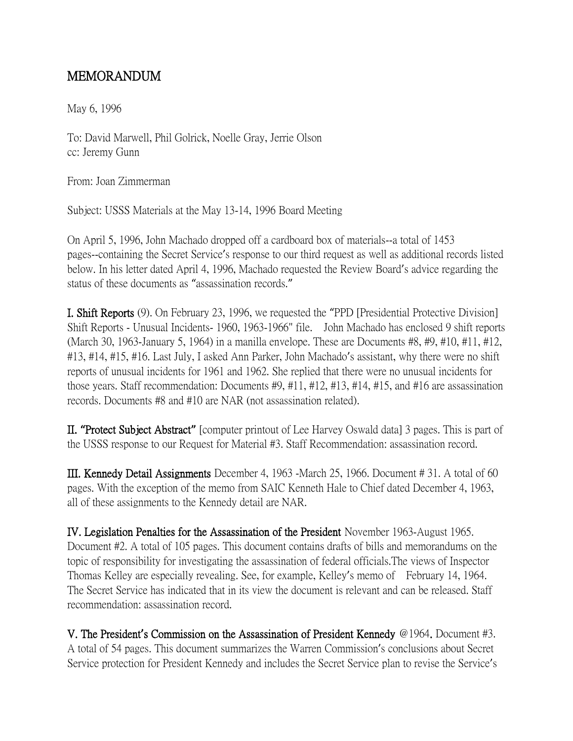# MEMORANDUM

May 6, 1996

To: David Marwell, Phil Golrick, Noelle Gray, Jerrie Olson
cc: Jeremy Gunn

From: Joan Zimmerman

Subject: USSS Materials at the May 13-14, 1996 Board Meeting

On April 5, 1996, John Machado dropped off a cardboard box of materials--a total of 1453 pages--containing the Secret Service's response to our third request as well as additional records listed below. In his letter dated April 4, 1996, Machado requested the Review Board's advice regarding the status of these documents as "assassination records."

**I. Shift Reports** (9). On February 23, 1996, we requested the "PPD [Presidential Protective Division] Shift Reports - Unusual Incidents- 1960, 1963-1966" file. John Machado has enclosed 9 shift reports (March 30, 1963-January 5, 1964) in a manilla envelope. These are Documents #8, #9, #10, #11, #12, #13, #14, #15, #16. Last July, I asked Ann Parker, John Machado's assistant, why there were no shift reports of unusual incidents for 1961 and 1962. She replied that there were no unusual incidents for those years. Staff recommendation: Documents #9, #11, #12, #13, #14, #15, and #16 are assassination records. Documents #8 and #10 are NAR (not assassination related).

**II. "Protect Subject Abstract"** [computer printout of Lee Harvey Oswald data] 3 pages. This is part of the USSS response to our Request for Material #3. Staff Recommendation: assassination record.

**III. Kennedy Detail Assignments** December 4, 1963 -March 25, 1966. Document # 31. A total of 60 pages. With the exception of the memo from SAIC Kenneth Hale to Chief dated December 4, 1963, all of these assignments to the Kennedy detail are NAR.

**IV. Legislation Penalties for the Assassination of the President** November 1963-August 1965. Document #2. A total of 105 pages. This document contains drafts of bills and memorandums on the topic of responsibility for investigating the assassination of federal officials.The views of Inspector Thomas Kelley are especially revealing. See, for example, Kelley's memo of February 14, 1964. The Secret Service has indicated that in its view the document is relevant and can be released. Staff recommendation: assassination record.

**V. The President's Commission on the Assassination of President Kennedy** @1964. Document #3. A total of 54 pages. This document summarizes the Warren Commission's conclusions about Secret Service protection for President Kennedy and includes the Secret Service plan to revise the Service's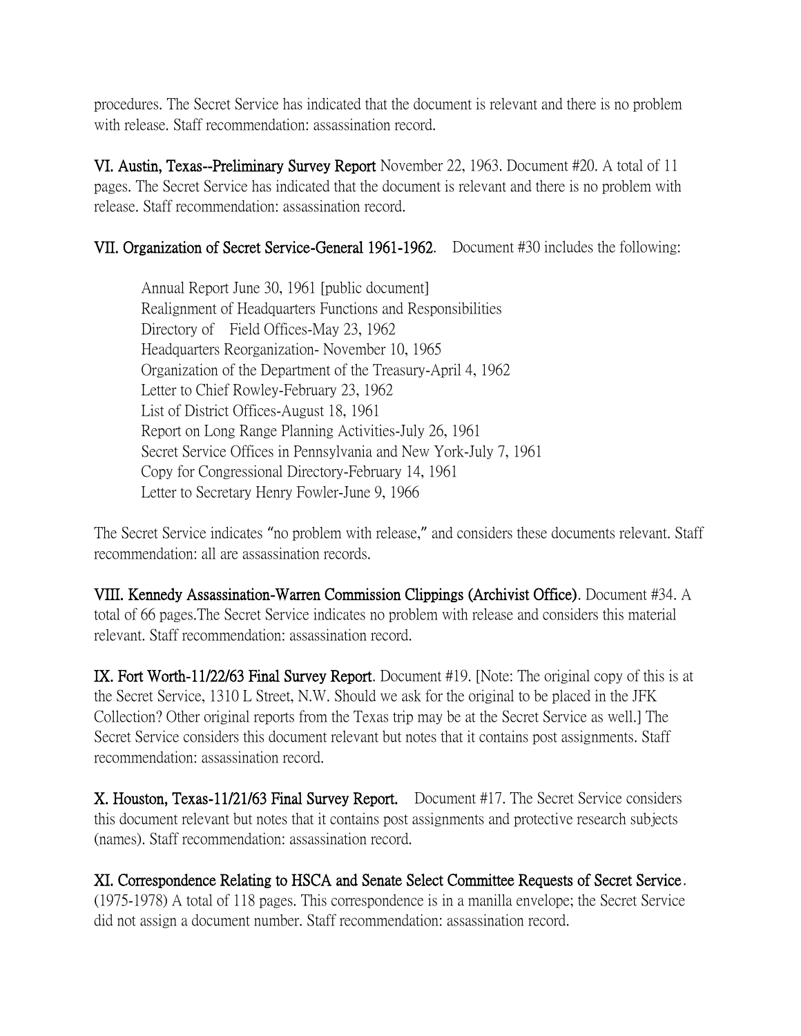procedures. The Secret Service has indicated that the document is relevant and there is no problem with release. Staff recommendation: assassination record.

**VI. Austin, Texas--Preliminary Survey Report** November 22, 1963. Document #20. A total of 11 pages. The Secret Service has indicated that the document is relevant and there is no problem with release. Staff recommendation: assassination record.

**VII. Organization of Secret Service-General 1961-1962**. Document #30 includes the following:

> Annual Report June 30, 1961 [public document]
> Realignment of Headquarters Functions and Responsibilities
> Directory of Field Offices-May 23, 1962
> Headquarters Reorganization- November 10, 1965
> Organization of the Department of the Treasury-April 4, 1962
> Letter to Chief Rowley-February 23, 1962
> List of District Offices-August 18, 1961
> Report on Long Range Planning Activities-July 26, 1961
> Secret Service Offices in Pennsylvania and New York-July 7, 1961
> Copy for Congressional Directory-February 14, 1961
> Letter to Secretary Henry Fowler-June 9, 1966

The Secret Service indicates "no problem with release," and considers these documents relevant. Staff recommendation: all are assassination records.

**VIII. Kennedy Assassination-Warren Commission Clippings (Archivist Office)**. Document #34. A total of 66 pages.The Secret Service indicates no problem with release and considers this material relevant. Staff recommendation: assassination record.

**IX. Fort Worth-11/22/63 Final Survey Report**. Document #19. [Note: The original copy of this is at the Secret Service, 1310 L Street, N.W. Should we ask for the original to be placed in the JFK Collection? Other original reports from the Texas trip may be at the Secret Service as well.] The Secret Service considers this document relevant but notes that it contains post assignments. Staff recommendation: assassination record.

**X. Houston, Texas-11/21/63 Final Survey Report.** Document #17. The Secret Service considers this document relevant but notes that it contains post assignments and protective research subjects (names). Staff recommendation: assassination record.

**XI. Correspondence Relating to HSCA and Senate Select Committee Requests of Secret Service**. (1975-1978) A total of 118 pages. This correspondence is in a manilla envelope; the Secret Service did not assign a document number. Staff recommendation: assassination record.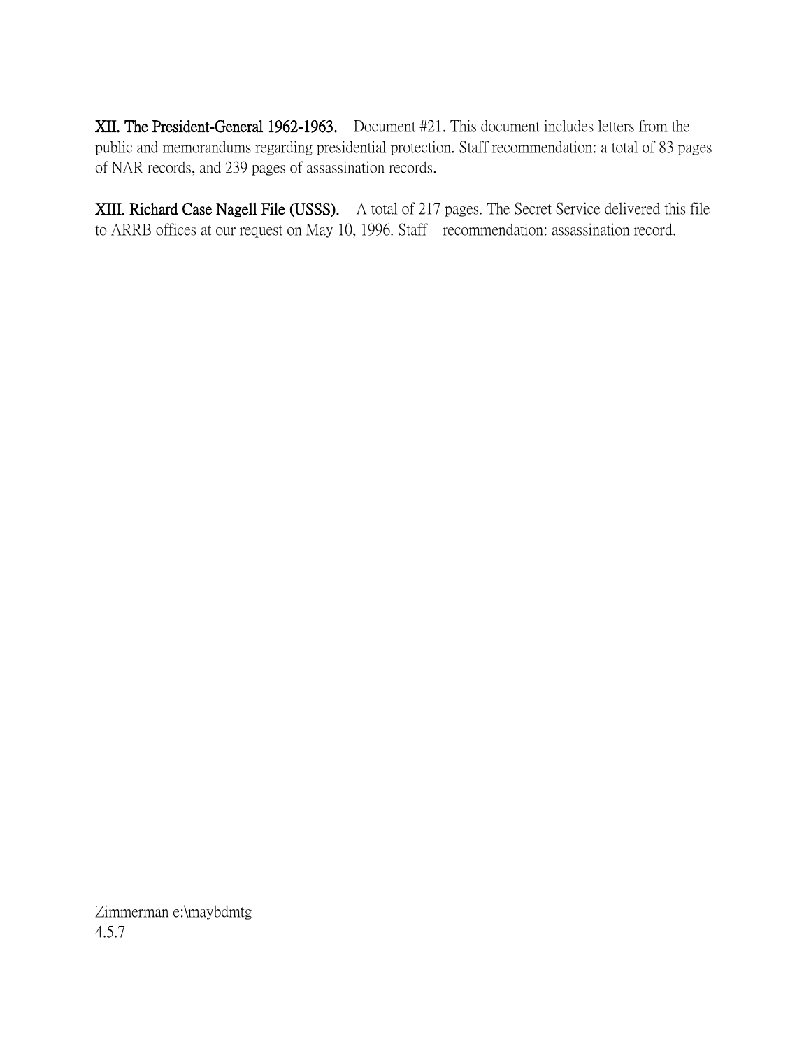**XII. The President-General 1962-1963.** Document #21. This document includes letters from the public and memorandums regarding presidential protection. Staff recommendation: a total of 83 pages of NAR records, and 239 pages of assassination records.

**XIII. Richard Case Nagell File (USSS).** A total of 217 pages. The Secret Service delivered this file to ARRB offices at our request on May 10, 1996. Staff recommendation: assassination record.

Zimmerman e:\maybdmtg
4.5.7